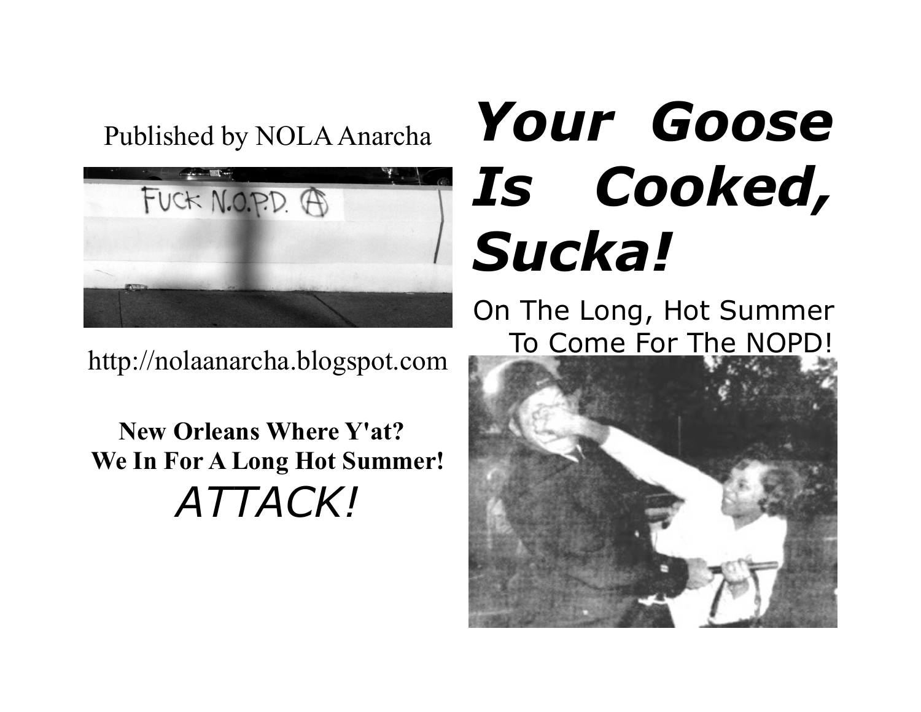Published by NOLA Anarcha

http://nolaanarcha.blogspot.com

**New Orleans Where Y'at?**
**We In For A Long Hot Summer!**

*ATTACK!*

# ***Your Goose Is Cooked, Sucka!***

On The Long, Hot Summer To Come For The NOPD!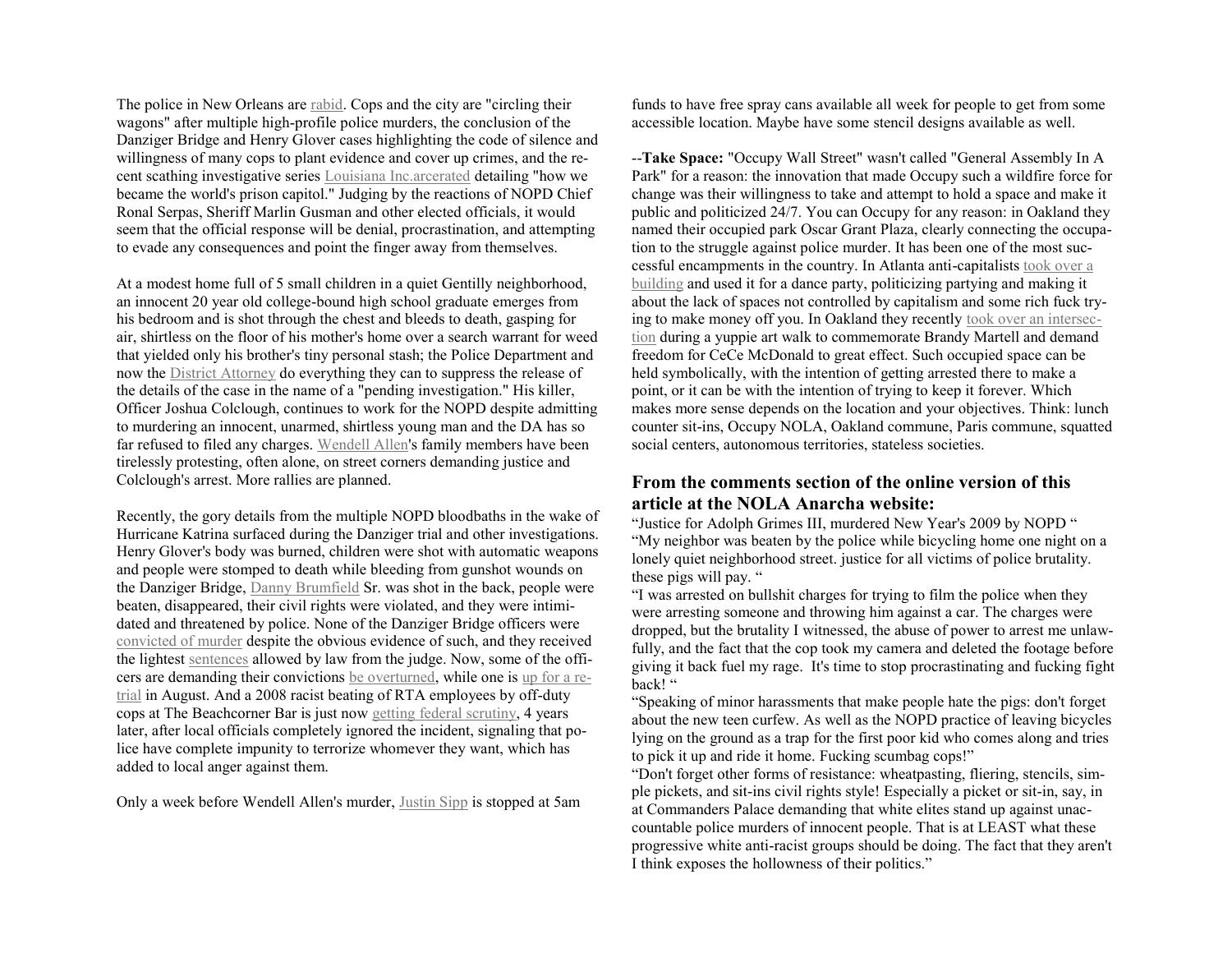The police in New Orleans are rabid. Cops and the city are "circling their wagons" after multiple high-profile police murders, the conclusion of the Danziger Bridge and Henry Glover cases highlighting the code of silence and willingness of many cops to plant evidence and cover up crimes, and the recent scathing investigative series Louisiana Inc.arcerated detailing "how we became the world's prison capitol." Judging by the reactions of NOPD Chief Ronal Serpas, Sheriff Marlin Gusman and other elected officials, it would seem that the official response will be denial, procrastination, and attempting to evade any consequences and point the finger away from themselves.

At a modest home full of 5 small children in a quiet Gentilly neighborhood, an innocent 20 year old college-bound high school graduate emerges from his bedroom and is shot through the chest and bleeds to death, gasping for air, shirtless on the floor of his mother's home over a search warrant for weed that yielded only his brother's tiny personal stash; the Police Department and now the District Attorney do everything they can to suppress the release of the details of the case in the name of a "pending investigation." His killer, Officer Joshua Colclough, continues to work for the NOPD despite admitting to murdering an innocent, unarmed, shirtless young man and the DA has so far refused to filed any charges. Wendell Allen's family members have been tirelessly protesting, often alone, on street corners demanding justice and Colclough's arrest. More rallies are planned.

Recently, the gory details from the multiple NOPD bloodbaths in the wake of Hurricane Katrina surfaced during the Danziger trial and other investigations. Henry Glover's body was burned, children were shot with automatic weapons and people were stomped to death while bleeding from gunshot wounds on the Danziger Bridge, Danny Brumfield Sr. was shot in the back, people were beaten, disappeared, their civil rights were violated, and they were intimidated and threatened by police. None of the Danziger Bridge officers were convicted of murder despite the obvious evidence of such, and they received the lightest sentences allowed by law from the judge. Now, some of the officers are demanding their convictions be overturned, while one is up for a retrial in August. And a 2008 racist beating of RTA employees by off-duty cops at The Beachcorner Bar is just now getting federal scrutiny, 4 years later, after local officials completely ignored the incident, signaling that police have complete impunity to terrorize whomever they want, which has added to local anger against them.

Only a week before Wendell Allen's murder, Justin Sipp is stopped at 5am

funds to have free spray cans available all week for people to get from some accessible location. Maybe have some stencil designs available as well.

--**Take Space:** "Occupy Wall Street" wasn't called "General Assembly In A Park" for a reason: the innovation that made Occupy such a wildfire force for change was their willingness to take and attempt to hold a space and make it public and politicized 24/7. You can Occupy for any reason: in Oakland they named their occupied park Oscar Grant Plaza, clearly connecting the occupation to the struggle against police murder. It has been one of the most successful encampments in the country. In Atlanta anti-capitalists took over a building and used it for a dance party, politicizing partying and making it about the lack of spaces not controlled by capitalism and some rich fuck trying to make money off you. In Oakland they recently took over an intersection during a yuppie art walk to commemorate Brandy Martell and demand freedom for CeCe McDonald to great effect. Such occupied space can be held symbolically, with the intention of getting arrested there to make a point, or it can be with the intention of trying to keep it forever. Which makes more sense depends on the location and your objectives. Think: lunch counter sit-ins, Occupy NOLA, Oakland commune, Paris commune, squatted social centers, autonomous territories, stateless societies.

## From the comments section of the online version of this article at the NOLA Anarcha website:

"Justice for Adolph Grimes III, murdered New Year's 2009 by NOPD "

"My neighbor was beaten by the police while bicycling home one night on a lonely quiet neighborhood street. justice for all victims of police brutality. these pigs will pay. "

"I was arrested on bullshit charges for trying to film the police when they were arresting someone and throwing him against a car. The charges were dropped, but the brutality I witnessed, the abuse of power to arrest me unlawfully, and the fact that the cop took my camera and deleted the footage before giving it back fuel my rage.  It's time to stop procrastinating and fucking fight back! "

"Speaking of minor harassments that make people hate the pigs: don't forget about the new teen curfew. As well as the NOPD practice of leaving bicycles lying on the ground as a trap for the first poor kid who comes along and tries to pick it up and ride it home. Fucking scumbag cops!"

"Don't forget other forms of resistance: wheatpasting, fliering, stencils, simple pickets, and sit-ins civil rights style! Especially a picket or sit-in, say, in at Commanders Palace demanding that white elites stand up against unaccountable police murders of innocent people. That is at LEAST what these progressive white anti-racist groups should be doing. The fact that they aren't I think exposes the hollowness of their politics."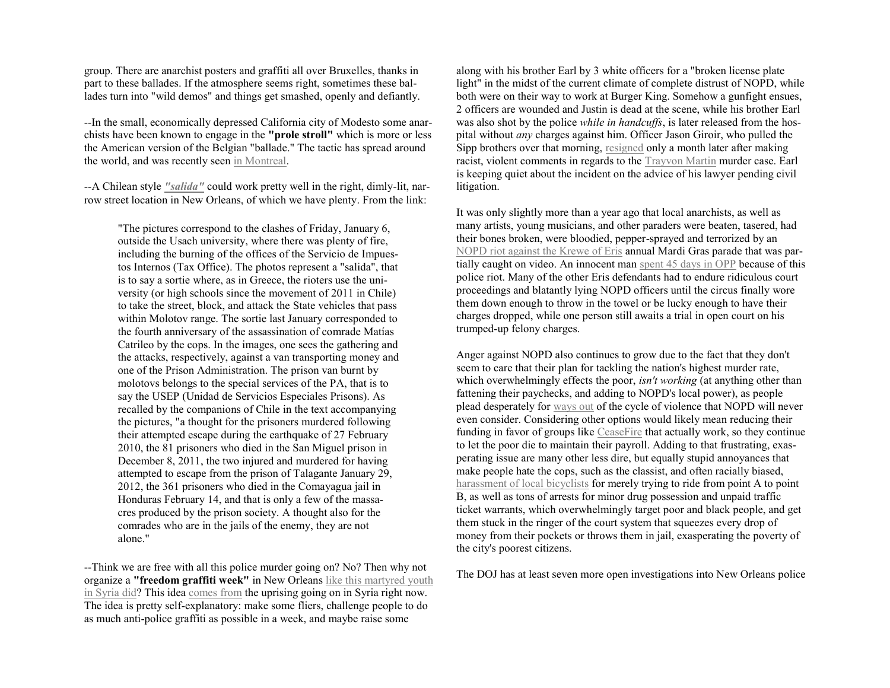group. There are anarchist posters and graffiti all over Bruxelles, thanks in part to these ballades. If the atmosphere seems right, sometimes these ballades turn into "wild demos" and things get smashed, openly and defiantly.

--In the small, economically depressed California city of Modesto some anarchists have been known to engage in the **"prole stroll"** which is more or less the American version of the Belgian "ballade." The tactic has spread around the world, and was recently seen in Montreal.

--A Chilean style ***"salida"*** could work pretty well in the right, dimly-lit, narrow street location in New Orleans, of which we have plenty. From the link:

> "The pictures correspond to the clashes of Friday, January 6, outside the Usach university, where there was plenty of fire, including the burning of the offices of the Servicio de Impuestos Internos (Tax Office). The photos represent a "salida", that is to say a sortie where, as in Greece, the rioters use the university (or high schools since the movement of 2011 in Chile) to take the street, block, and attack the State vehicles that pass within Molotov range. The sortie last January corresponded to the fourth anniversary of the assassination of comrade Matías Catrileo by the cops. In the images, one sees the gathering and the attacks, respectively, against a van transporting money and one of the Prison Administration. The prison van burnt by molotovs belongs to the special services of the PA, that is to say the USEP (Unidad de Servicios Especiales Prisons). As recalled by the companions of Chile in the text accompanying the pictures, "a thought for the prisoners murdered following their attempted escape during the earthquake of 27 February 2010, the 81 prisoners who died in the San Miguel prison in December 8, 2011, the two injured and murdered for having attempted to escape from the prison of Talagante January 29, 2012, the 361 prisoners who died in the Comayagua jail in Honduras February 14, and that is only a few of the massacres produced by the prison society. A thought also for the comrades who are in the jails of the enemy, they are not alone."

--Think we are free with all this police murder going on? No? Then why not organize a **"freedom graffiti week"** in New Orleans like this martyred youth in Syria did? This idea comes from the uprising going on in Syria right now. The idea is pretty self-explanatory: make some fliers, challenge people to do as much anti-police graffiti as possible in a week, and maybe raise some

along with his brother Earl by 3 white officers for a "broken license plate light" in the midst of the current climate of complete distrust of NOPD, while both were on their way to work at Burger King. Somehow a gunfight ensues, 2 officers are wounded and Justin is dead at the scene, while his brother Earl was also shot by the police *while in handcuffs*, is later released from the hospital without *any* charges against him. Officer Jason Giroir, who pulled the Sipp brothers over that morning, resigned only a month later after making racist, violent comments in regards to the Trayvon Martin murder case. Earl is keeping quiet about the incident on the advice of his lawyer pending civil litigation.

It was only slightly more than a year ago that local anarchists, as well as many artists, young musicians, and other paraders were beaten, tasered, had their bones broken, were bloodied, pepper-sprayed and terrorized by an NOPD riot against the Krewe of Eris annual Mardi Gras parade that was partially caught on video. An innocent man spent 45 days in OPP because of this police riot. Many of the other Eris defendants had to endure ridiculous court proceedings and blatantly lying NOPD officers until the circus finally wore them down enough to throw in the towel or be lucky enough to have their charges dropped, while one person still awaits a trial in open court on his trumped-up felony charges.

Anger against NOPD also continues to grow due to the fact that they don't seem to care that their plan for tackling the nation's highest murder rate, which overwhelmingly effects the poor, *isn't working* (at anything other than fattening their paychecks, and adding to NOPD's local power), as people plead desperately for ways out of the cycle of violence that NOPD will never even consider. Considering other options would likely mean reducing their funding in favor of groups like CeaseFire that actually work, so they continue to let the poor die to maintain their payroll. Adding to that frustrating, exasperating issue are many other less dire, but equally stupid annoyances that make people hate the cops, such as the classist, and often racially biased, harassment of local bicyclists for merely trying to ride from point A to point B, as well as tons of arrests for minor drug possession and unpaid traffic ticket warrants, which overwhelmingly target poor and black people, and get them stuck in the ringer of the court system that squeezes every drop of money from their pockets or throws them in jail, exasperating the poverty of the city's poorest citizens.

The DOJ has at least seven more open investigations into New Orleans police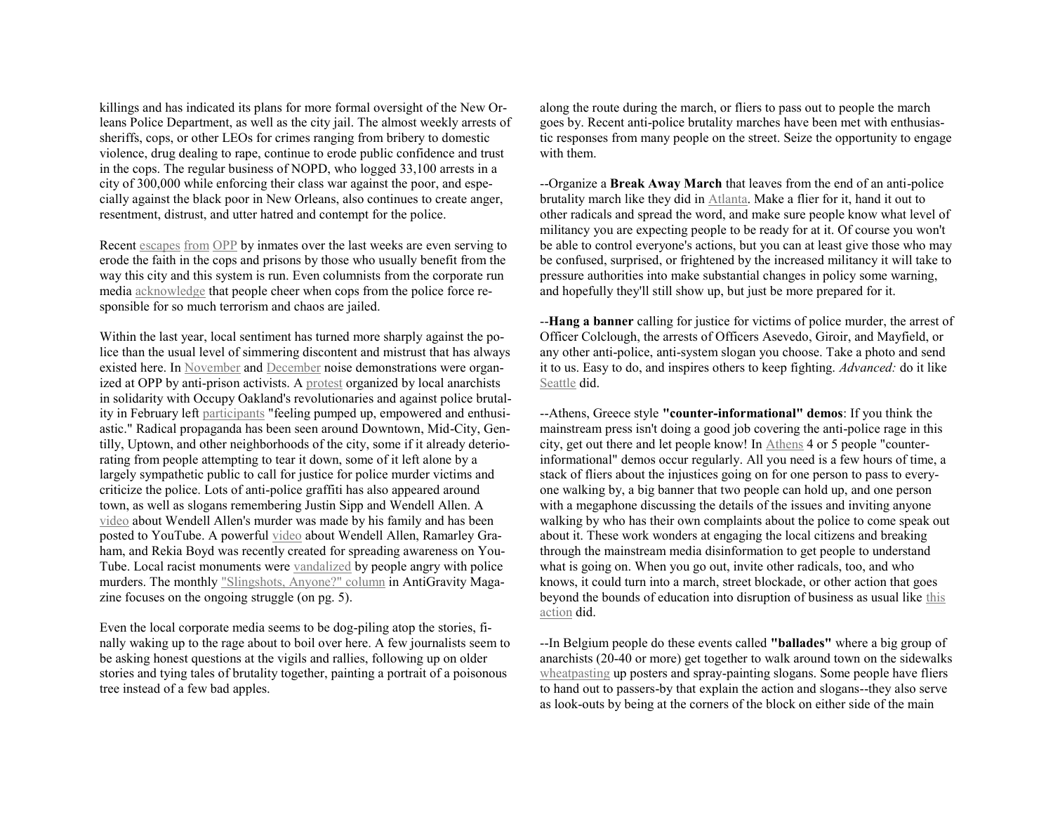killings and has indicated its plans for more formal oversight of the New Orleans Police Department, as well as the city jail. The almost weekly arrests of sheriffs, cops, or other LEOs for crimes ranging from bribery to domestic violence, drug dealing to rape, continue to erode public confidence and trust in the cops. The regular business of NOPD, who logged 33,100 arrests in a city of 300,000 while enforcing their class war against the poor, and especially against the black poor in New Orleans, also continues to create anger, resentment, distrust, and utter hatred and contempt for the police.

Recent escapes from OPP by inmates over the last weeks are even serving to erode the faith in the cops and prisons by those who usually benefit from the way this city and this system is run. Even columnists from the corporate run media acknowledge that people cheer when cops from the police force responsible for so much terrorism and chaos are jailed.

Within the last year, local sentiment has turned more sharply against the police than the usual level of simmering discontent and mistrust that has always existed here. In November and December noise demonstrations were organized at OPP by anti-prison activists. A protest organized by local anarchists in solidarity with Occupy Oakland's revolutionaries and against police brutality in February left participants "feeling pumped up, empowered and enthusiastic." Radical propaganda has been seen around Downtown, Mid-City, Gentilly, Uptown, and other neighborhoods of the city, some if it already deteriorating from people attempting to tear it down, some of it left alone by a largely sympathetic public to call for justice for police murder victims and criticize the police. Lots of anti-police graffiti has also appeared around town, as well as slogans remembering Justin Sipp and Wendell Allen. A video about Wendell Allen's murder was made by his family and has been posted to YouTube. A powerful video about Wendell Allen, Ramarley Graham, and Rekia Boyd was recently created for spreading awareness on YouTube. Local racist monuments were vandalized by people angry with police murders. The monthly "Slingshots, Anyone?" column in AntiGravity Magazine focuses on the ongoing struggle (on pg. 5).

Even the local corporate media seems to be dog-piling atop the stories, finally waking up to the rage about to boil over here. A few journalists seem to be asking honest questions at the vigils and rallies, following up on older stories and tying tales of brutality together, painting a portrait of a poisonous tree instead of a few bad apples.

along the route during the march, or fliers to pass out to people the march goes by. Recent anti-police brutality marches have been met with enthusiastic responses from many people on the street. Seize the opportunity to engage with them.

--Organize a **Break Away March** that leaves from the end of an anti-police brutality march like they did in Atlanta. Make a flier for it, hand it out to other radicals and spread the word, and make sure people know what level of militancy you are expecting people to be ready for at it. Of course you won't be able to control everyone's actions, but you can at least give those who may be confused, surprised, or frightened by the increased militancy it will take to pressure authorities into make substantial changes in policy some warning, and hopefully they'll still show up, but just be more prepared for it.

--**Hang a banner** calling for justice for victims of police murder, the arrest of Officer Colclough, the arrests of Officers Asevedo, Giroir, and Mayfield, or any other anti-police, anti-system slogan you choose. Take a photo and send it to us. Easy to do, and inspires others to keep fighting. *Advanced:* do it like Seattle did.

--Athens, Greece style **"counter-informational" demos**: If you think the mainstream press isn't doing a good job covering the anti-police rage in this city, get out there and let people know! In Athens 4 or 5 people "counter-informational" demos occur regularly. All you need is a few hours of time, a stack of fliers about the injustices going on for one person to pass to everyone walking by, a big banner that two people can hold up, and one person with a megaphone discussing the details of the issues and inviting anyone walking by who has their own complaints about the police to come speak out about it. These work wonders at engaging the local citizens and breaking through the mainstream media disinformation to get people to understand what is going on. When you go out, invite other radicals, too, and who knows, it could turn into a march, street blockade, or other action that goes beyond the bounds of education into disruption of business as usual like this action did.

--In Belgium people do these events called **"ballades"** where a big group of anarchists (20-40 or more) get together to walk around town on the sidewalks wheatpasting up posters and spray-painting slogans. Some people have fliers to hand out to passers-by that explain the action and slogans--they also serve as look-outs by being at the corners of the block on either side of the main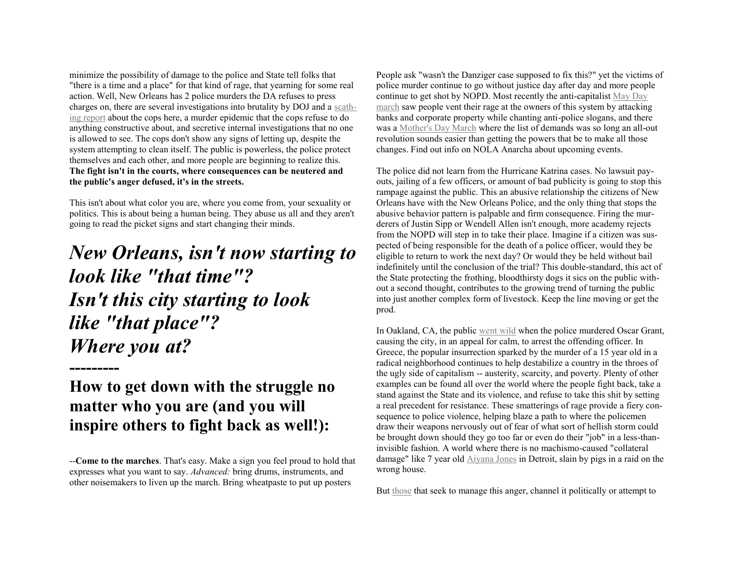minimize the possibility of damage to the police and State tell folks that "there is a time and a place" for that kind of rage, that yearning for some real action. Well, New Orleans has 2 police murders the DA refuses to press charges on, there are several investigations into brutality by DOJ and a scathing report about the cops here, a murder epidemic that the cops refuse to do anything constructive about, and secretive internal investigations that no one is allowed to see. The cops don't show any signs of letting up, despite the system attempting to clean itself. The public is powerless, the police protect themselves and each other, and more people are beginning to realize this. **The fight isn't in the courts, where consequences can be neutered and the public's anger defused, it's in the streets.**

This isn't about what color you are, where you come from, your sexuality or politics. This is about being a human being. They abuse us all and they aren't going to read the picket signs and start changing their minds.

# *New Orleans, isn't now starting to look like "that time"? Isn't this city starting to look like "that place"? Where you at?*

---------

## How to get down with the struggle no matter who you are (and you will inspire others to fight back as well!):

--**Come to the marches**. That's easy. Make a sign you feel proud to hold that expresses what you want to say. *Advanced:* bring drums, instruments, and other noisemakers to liven up the march. Bring wheatpaste to put up posters

People ask "wasn't the Danziger case supposed to fix this?" yet the victims of police murder continue to go without justice day after day and more people continue to get shot by NOPD. Most recently the anti-capitalist May Day march saw people vent their rage at the owners of this system by attacking banks and corporate property while chanting anti-police slogans, and there was a Mother's Day March where the list of demands was so long an all-out revolution sounds easier than getting the powers that be to make all those changes. Find out info on NOLA Anarcha about upcoming events.

The police did not learn from the Hurricane Katrina cases. No lawsuit payouts, jailing of a few officers, or amount of bad publicity is going to stop this rampage against the public. This an abusive relationship the citizens of New Orleans have with the New Orleans Police, and the only thing that stops the abusive behavior pattern is palpable and firm consequence. Firing the murderers of Justin Sipp or Wendell Allen isn't enough, more academy rejects from the NOPD will step in to take their place. Imagine if a citizen was suspected of being responsible for the death of a police officer, would they be eligible to return to work the next day? Or would they be held without bail indefinitely until the conclusion of the trial? This double-standard, this act of the State protecting the frothing, bloodthirsty dogs it sics on the public without a second thought, contributes to the growing trend of turning the public into just another complex form of livestock. Keep the line moving or get the prod.

In Oakland, CA, the public went wild when the police murdered Oscar Grant, causing the city, in an appeal for calm, to arrest the offending officer. In Greece, the popular insurrection sparked by the murder of a 15 year old in a radical neighborhood continues to help destabilize a country in the throes of the ugly side of capitalism -- austerity, scarcity, and poverty. Plenty of other examples can be found all over the world where the people fight back, take a stand against the State and its violence, and refuse to take this shit by setting a real precedent for resistance. These smatterings of rage provide a fiery consequence to police violence, helping blaze a path to where the policemen draw their weapons nervously out of fear of what sort of hellish storm could be brought down should they go too far or even do their "job" in a less-than-invisible fashion. A world where there is no machismo-caused "collateral damage" like 7 year old Aiyana Jones in Detroit, slain by pigs in a raid on the wrong house.

But those that seek to manage this anger, channel it politically or attempt to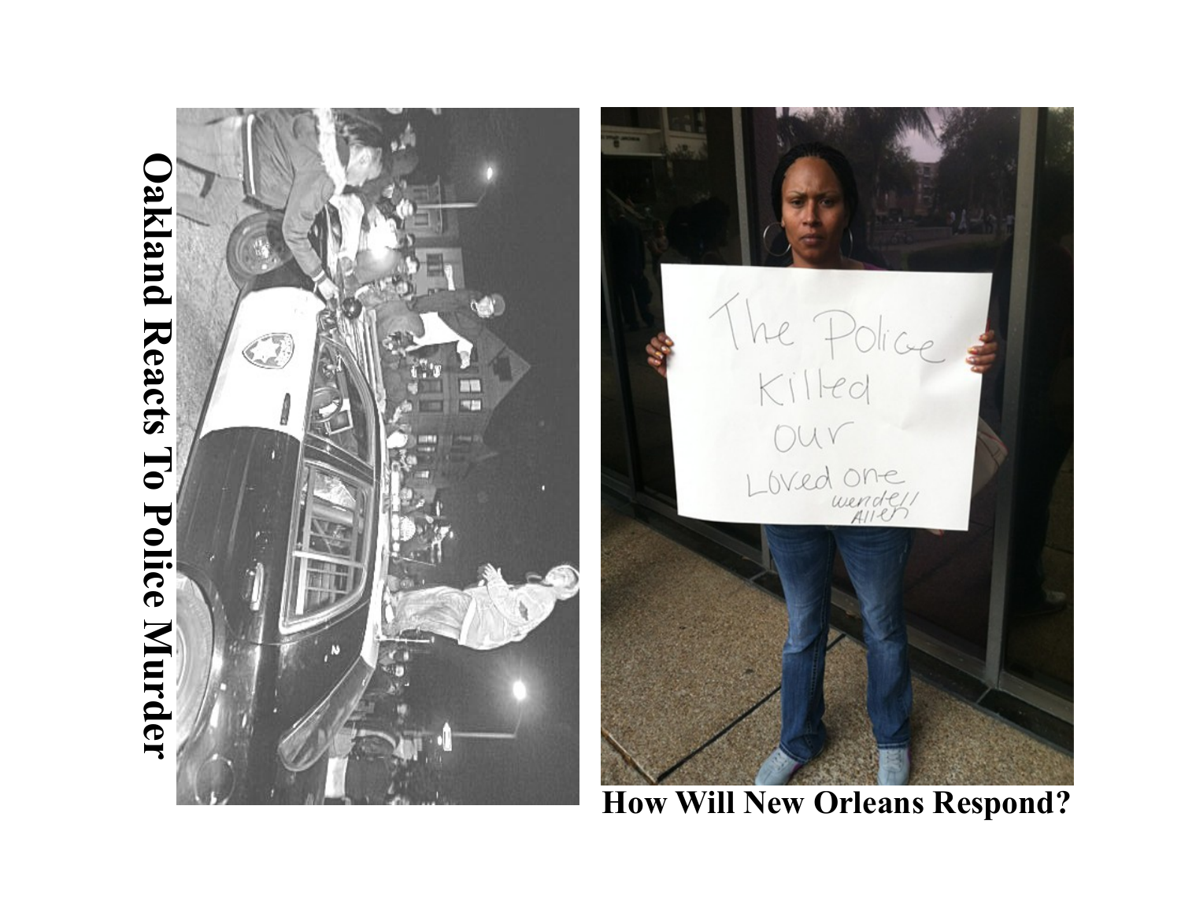**Oakland Reacts To Police Murder**

**How Will New Orleans Respond?**